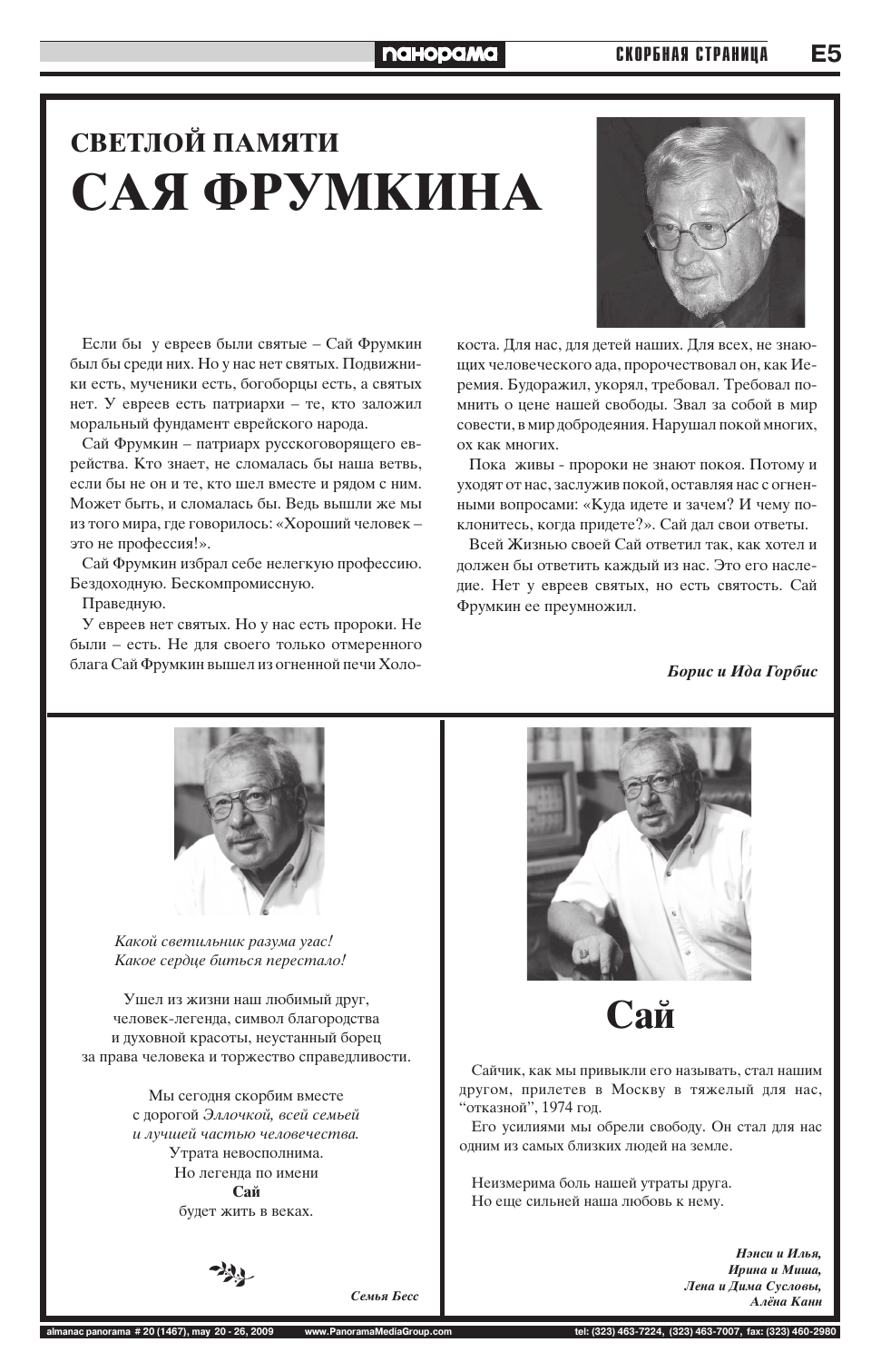# СВЕТЛОЙ ПАМЯТИ САЯ ФРУМКИНА

Если бы у евреев были святые – Сай Фрумкин был бы среди них. Но у нас нет святых. Подвижники есть, мученики есть, богоборцы есть, а святых нет. У евреев есть патриархи – те, кто заложил моральный фундамент еврейского народа.

Сай Фрумкин – патриарх русскоговорящего еврейства. Кто знает, не сломалась бы наша ветвь, если бы не он и те, кто шел вместе и рядом с ним. Может быть, и сломалась бы. Ведь вышли же мы из того мира, где говорилось: «Хороший человек – это не профессия!».

Сай Фрумкин избрал себе нелегкую профессию. Бездоходную. Бескомпромиссную.

Праведную.

У евреев нет святых. Но у нас есть пророки. Не были – есть. Не для своего только отмеренного блага Сай Фрумкин вышел из огненной печи Холокоста. Для нас, для детей наших. Для всех, не знающих человеческого ада, пророчествовал он, как Иеремия. Будоражил, укорял, требовал. Требовал помнить о цене нашей свободы. Звал за собой в мир совести, в мир добродеяния. Нарушал покой многих, ох как многих.

Пока живы - пророки не знают покоя. Потому и уходят от нас, заслужив покой, оставляя нас с огненными вопросами: «Куда идете и зачем? И чему поклонитесь, когда придете?». Сай дал свои ответы.

Всей Жизнью своей Сай ответил так, как хотел и должен бы ответить каждый из нас. Это его наследие. Нет у евреев святых, но есть святость. Сай Фрумкин ее преумножил.

***Борис и Ида Горбис***

---

*Какой светильник разума угас!*
*Какое сердце биться перестало!*

Ушел из жизни наш любимый друг,
человек-легенда, символ благородства
и духовной красоты, неустанный борец
за права человека и торжество справедливости.

Мы сегодня скорбим вместе
с дорогой *Эллочкой, всей семьей*
*и лучшей частью человечества.*
Утрата невосполнима.
Но легенда по имени
**Сай**
будет жить в веках.

***Семья Бесс***

---

# Сай

Сайчик, как мы привыкли его называть, стал нашим другом, прилетев в Москву в тяжелый для нас, “отказной”, 1974 год.

Его усилиями мы обрели свободу. Он стал для нас одним из самых близких людей на земле.

Неизмерима боль нашей утраты друга.
Но еще сильней наша любовь к нему.

***Нэнси и Илья,***
***Ирина и Миша,***
***Лена и Дима Сусловы,***
***Алёна Канн***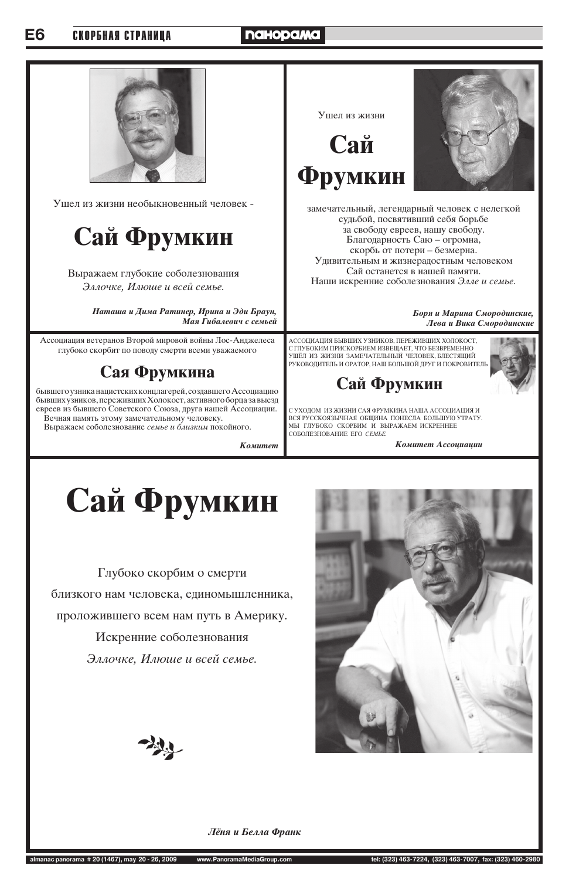Ушел из жизни необыкновенный человек -

## Сай Фрумкин

Выражаем глубокие соболезнования
*Эллочке, Илюше и всей семье.*

***Наташа и Дима Ратинер, Ирина и Эди Браун, Мая Гибалевич с семьей***

---

Ушел из жизни

## Сай Фрумкин

замечательный, легендарный человек с нелегкой судьбой, посвятивший себя борьбе за свободу евреев, нашу свободу.
Благодарность Саю – огромна,
скорбь от потери – безмерна.
Удивительным и жизнерадостным человеком Сай останется в нашей памяти.
Наши искренние соболезнования *Элле и семье.*

***Боря и Марина Смородинские, Лева и Вика Смородинские***

---

Ассоциация ветеранов Второй мировой войны Лос-Анджелеса глубоко скорбит по поводу смерти всеми уважаемого

## Сая Фрумкина

бывшего узника нацистских концлагерей, создавшего Ассоциацию бывших узников, переживших Холокост, активного борца за выезд евреев из бывшего Советского Союза, друга нашей Ассоциации.
Вечная память этому замечательному человеку.
Выражаем соболезнование *семье и близким* покойного.

***Комитет***

---

АССОЦИАЦИЯ БЫВШИХ УЗНИКОВ, ПЕРЕЖИВШИХ ХОЛОКОСТ, С ГЛУБОКИМ ПРИСКОРБИЕМ ИЗВЕЩАЕТ, ЧТО БЕЗВРЕМЕННО УШЁЛ ИЗ ЖИЗНИ ЗАМЕЧАТЕЛЬНЫЙ ЧЕЛОВЕК, БЛЕСТЯЩИЙ РУКОВОДИТЕЛЬ И ОРАТОР, НАШ БОЛЬШОЙ ДРУГ И ПОКРОВИТЕЛЬ

## Сай Фрумкин

С УХОДОМ ИЗ ЖИЗНИ САЯ ФРУМКИНА НАША АССОЦИАЦИЯ И ВСЯ РУССКОЯЗЫЧНАЯ ОБЩИНА ПОНЕСЛА БОЛЬШУЮ УТРАТУ. МЫ ГЛУБОКО СКОРБИМ И ВЫРАЖАЕМ ИСКРЕННЕЕ СОБОЛЕЗНОВАНИЕ ЕГО *СЕМЬЕ.*

***Комитет Ассоциации***

---

# Сай Фрумкин

Глубоко скорбим о смерти
близкого нам человека, единомышленника,
проложившего всем нам путь в Америку.
Искренние соболезнования
*Эллочке, Илюше и всей семье.*

***Лёня и Белла Франк***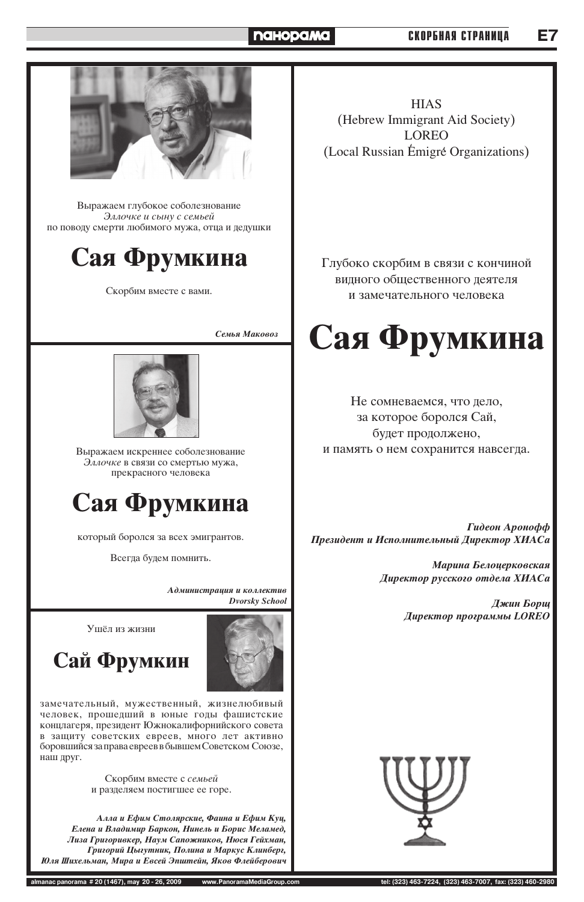Выражаем глубокое соболезнование
*Эллочке и сыну с семьей*
по поводу смерти любимого мужа, отца и дедушки

# Сая Фрумкина

Скорбим вместе с вами.

***Семья Маковоз***

---

Выражаем искреннее соболезнование
*Эллочке* в связи со смертью мужа,
прекрасного человека

# Сая Фрумкина

который боролся за всех эмигрантов.

Всегда будем помнить.

***Администрация и коллектив***
***Dvorsky School***

---

Ушёл из жизни

# Сай Фрумкин

замечательный, мужественный, жизнелюбивый человек, прошедший в юные годы фашистские концлагеря, президент Южнокалифорнийского совета в защиту советских евреев, много лет активно боровшийся за права евреев в бывшем Советском Союзе, наш друг.

Скорбим вместе с *семьей*
и разделяем постигшее ее горе.

***Алла и Ефим Столярские, Фаина и Ефим Куц, Елена и Владимир Баркон, Нинель и Борис Меламед, Лиза Григоривкер, Наум Сапожников, Нюся Гейхман, Григорий Цыгутник, Полина и Маркус Клинберг, Юля Шихельман, Мира и Евсей Эпштейн, Яков Флейберович***

---

HIAS
(Hebrew Immigrant Aid Society)
LOREO
(Local Russian Émigré Organizations)

Глубоко скорбим в связи с кончиной
видного общественного деятеля
и замечательного человека

# Сая Фрумкина

Не сомневаемся, что дело,
за которое боролся Сай,
будет продолжено,
и память о нем сохранится навсегда.

***Гидеон Аронофф***
***Президент и Исполнительный Директор ХИАСа***

***Марина Белоцерковская***
***Директор русского отдела ХИАСа***

***Джин Борщ***
***Директор программы LOREO***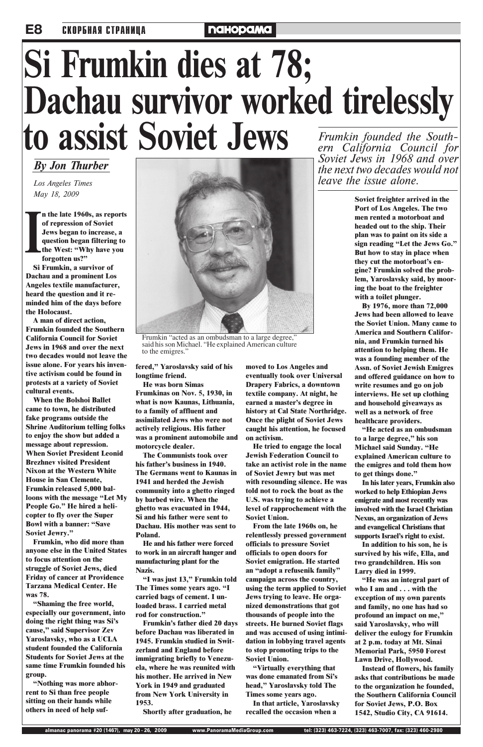# Si Frumkin dies at 78; Dachau survivor worked tirelessly to assist Soviet Jews

*Frumkin founded the Southern California Council for Soviet Jews in 1968 and over the next two decades would not leave the issue alone.*

***By Jon Thurber***

*Los Angeles Times*
*May 18, 2009*

**In the late 1960s, as reports of repression of Soviet Jews began to increase, a question began filtering to the West: "Why have you forgotten us?"**

**Si Frumkin, a survivor of Dachau and a prominent Los Angeles textile manufacturer, heard the question and it reminded him of the days before the Holocaust.**

**A man of direct action, Frumkin founded the Southern California Council for Soviet Jews in 1968 and over the next two decades would not leave the issue alone. For years his inventive activism could be found in protests at a variety of Soviet cultural events.**

**When the Bolshoi Ballet came to town, he distributed fake programs outside the Shrine Auditorium telling folks to enjoy the show but added a message about repression. When Soviet President Leonid Brezhnev visited President Nixon at the Western White House in San Clemente, Frumkin released 5,000 balloons with the message "Let My People Go." He hired a helicopter to fly over the Super Bowl with a banner: "Save Soviet Jewry."**

**Frumkin, who did more than anyone else in the United States to focus attention on the struggle of Soviet Jews, died Friday of cancer at Providence Tarzana Medical Center. He was 78.**

**"Shaming the free world, especially our government, into doing the right thing was Si's cause," said Supervisor Zev Yaroslavsky, who as a UCLA student founded the California Students for Soviet Jews at the same time Frumkin founded his group.**

**"Nothing was more abhorrent to Si than free people sitting on their hands while others in need of help suffered," Yaroslavsky said of his longtime friend.**

Frumkin "acted as an ombudsman to a large degree," said his son Michael. "He explained American culture to the emigres."

**He was born Simas Frumkinas on Nov. 5, 1930, in what is now Kaunas, Lithuania, to a family of affluent and assimilated Jews who were not actively religious. His father was a prominent automobile and motorcycle dealer.**

**The Communists took over his father's business in 1940. The Germans went to Kaunas in 1941 and herded the Jewish community into a ghetto ringed by barbed wire. When the ghetto was evacuated in 1944, Si and his father were sent to Dachau. His mother was sent to Poland.**

**He and his father were forced to work in an aircraft hanger and manufacturing plant for the Nazis.**

**"I was just 13," Frumkin told The Times some years ago. "I carried bags of cement. I unloaded brass. I carried metal rod for construction."**

**Frumkin's father died 20 days before Dachau was liberated in 1945. Frumkin studied in Switzerland and England before immigrating briefly to Venezuela, where he was reunited with his mother. He arrived in New York in 1949 and graduated from New York University in 1953.**

**Shortly after graduation, he moved to Los Angeles and eventually took over Universal Drapery Fabrics, a downtown textile company. At night, he earned a master's degree in history at Cal State Northridge. Once the plight of Soviet Jews caught his attention, he focused on activism.**

**He tried to engage the local Jewish Federation Council to take an activist role in the name of Soviet Jewry but was met with resounding silence. He was told not to rock the boat as the U.S. was trying to achieve a level of rapprochement with the Soviet Union.**

**From the late 1960s on, he relentlessly pressed government officials to pressure Soviet officials to open doors for Soviet emigration. He started an "adopt a refusenik family" campaign across the country, using the term applied to Soviet Jews trying to leave. He organized demonstrations that got thousands of people into the streets. He burned Soviet flags and was accused of using intimidation in lobbying travel agents to stop promoting trips to the Soviet Union.**

**"Virtually everything that was done emanated from Si's head," Yaroslavsky told The Times some years ago.**

**In that article, Yaroslavsky recalled the occasion when a Soviet freighter arrived in the Port of Los Angeles. The two men rented a motorboat and headed out to the ship. Their plan was to paint on its side a sign reading "Let the Jews Go." But how to stay in place when they cut the motorboat's engine? Frumkin solved the problem, Yaroslavsky said, by mooring the boat to the freighter with a toilet plunger.**

**By 1976, more than 72,000 Jews had been allowed to leave the Soviet Union. Many came to America and Southern California, and Frumkin turned his attention to helping them. He was a founding member of the Assn. of Soviet Jewish Emigres and offered guidance on how to write resumes and go on job interviews. He set up clothing and household giveaways as well as a network of free healthcare providers.**

**"He acted as an ombudsman to a large degree," his son Michael said Sunday. "He explained American culture to the emigres and told them how to get things done."**

**In his later years, Frumkin also worked to help Ethiopian Jews emigrate and most recently was involved with the Israel Christian Nexus, an organization of Jews and evangelical Christians that supports Israel's right to exist.**

**In addition to his son, he is survived by his wife, Ella, and two grandchildren. His son Larry died in 1999.**

**"He was an integral part of who I am and . . . with the exception of my own parents and family, no one has had so profound an impact on me," said Yaroslavsky, who will deliver the eulogy for Frumkin at 2 p.m. today at Mt. Sinai Memorial Park, 5950 Forest Lawn Drive, Hollywood.**

**Instead of flowers, his family asks that contributions be made to the organization he founded, the Southern California Council for Soviet Jews, P.O. Box 1542, Studio City, CA 91614.**